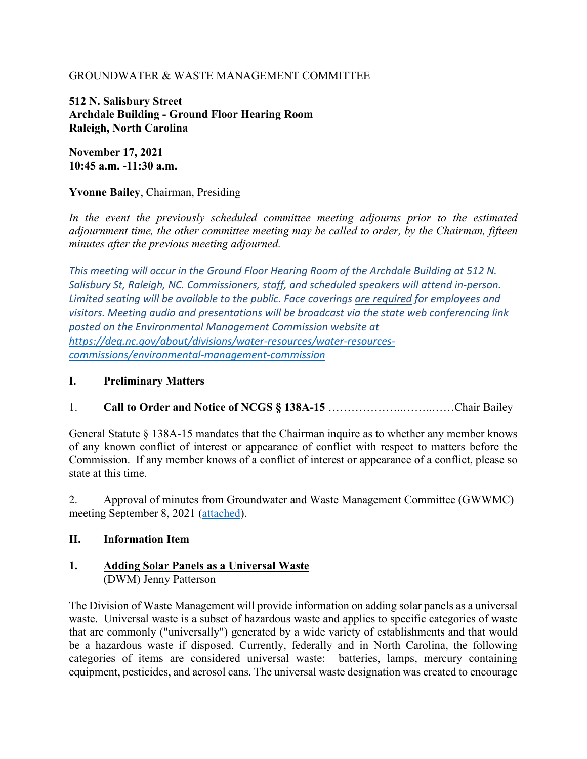GROUNDWATER & WASTE MANAGEMENT COMMITTEE

**512 N. Salisbury Street**
**Archdale Building - Ground Floor Hearing Room**
**Raleigh, North Carolina**

**November 17, 2021**
**10:45 a.m. -11:30 a.m.**

**Yvonne Bailey**, Chairman, Presiding

*In the event the previously scheduled committee meeting adjourns prior to the estimated adjournment time, the other committee meeting may be called to order, by the Chairman, fifteen minutes after the previous meeting adjourned.*

*This meeting will occur in the Ground Floor Hearing Room of the Archdale Building at 512 N. Salisbury St, Raleigh, NC. Commissioners, staff, and scheduled speakers will attend in-person. Limited seating will be available to the public. Face coverings are required for employees and visitors. Meeting audio and presentations will be broadcast via the state web conferencing link posted on the Environmental Management Commission website at https://deq.nc.gov/about/divisions/water-resources/water-resources-commissions/environmental-management-commission*

## I. Preliminary Matters

1. **Call to Order and Notice of NCGS § 138A-15** ………………..……..……Chair Bailey

General Statute § 138A-15 mandates that the Chairman inquire as to whether any member knows of any known conflict of interest or appearance of conflict with respect to matters before the Commission. If any member knows of a conflict of interest or appearance of a conflict, please so state at this time.

2. Approval of minutes from Groundwater and Waste Management Committee (GWWMC) meeting September 8, 2021 (attached).

## II. Information Item

### 1. Adding Solar Panels as a Universal Waste

(DWM) Jenny Patterson

The Division of Waste Management will provide information on adding solar panels as a universal waste. Universal waste is a subset of hazardous waste and applies to specific categories of waste that are commonly ("universally") generated by a wide variety of establishments and that would be a hazardous waste if disposed. Currently, federally and in North Carolina, the following categories of items are considered universal waste: batteries, lamps, mercury containing equipment, pesticides, and aerosol cans. The universal waste designation was created to encourage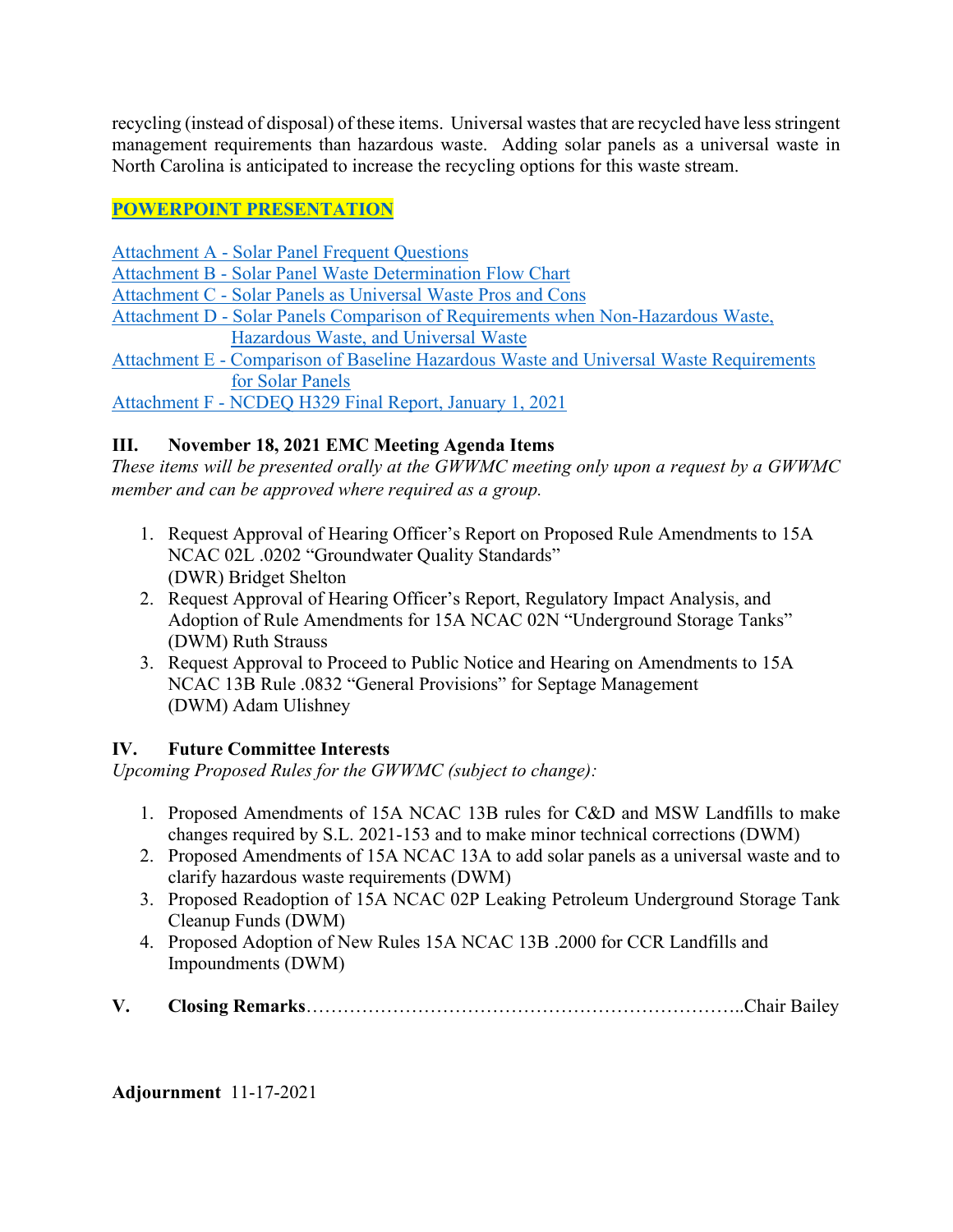recycling (instead of disposal) of these items. Universal wastes that are recycled have less stringent management requirements than hazardous waste. Adding solar panels as a universal waste in North Carolina is anticipated to increase the recycling options for this waste stream.

**POWERPOINT PRESENTATION**

Attachment A - Solar Panel Frequent Questions
Attachment B - Solar Panel Waste Determination Flow Chart
Attachment C - Solar Panels as Universal Waste Pros and Cons
Attachment D - Solar Panels Comparison of Requirements when Non-Hazardous Waste, Hazardous Waste, and Universal Waste
Attachment E - Comparison of Baseline Hazardous Waste and Universal Waste Requirements for Solar Panels
Attachment F - NCDEQ H329 Final Report, January 1, 2021

## III. November 18, 2021 EMC Meeting Agenda Items

*These items will be presented orally at the GWWMC meeting only upon a request by a GWWMC member and can be approved where required as a group.*

1. Request Approval of Hearing Officer's Report on Proposed Rule Amendments to 15A NCAC 02L .0202 "Groundwater Quality Standards"
   (DWR) Bridget Shelton
2. Request Approval of Hearing Officer's Report, Regulatory Impact Analysis, and Adoption of Rule Amendments for 15A NCAC 02N "Underground Storage Tanks"
   (DWM) Ruth Strauss
3. Request Approval to Proceed to Public Notice and Hearing on Amendments to 15A NCAC 13B Rule .0832 "General Provisions" for Septage Management
   (DWM) Adam Ulishney

## IV. Future Committee Interests

*Upcoming Proposed Rules for the GWWMC (subject to change):*

1. Proposed Amendments of 15A NCAC 13B rules for C&D and MSW Landfills to make changes required by S.L. 2021-153 and to make minor technical corrections (DWM)
2. Proposed Amendments of 15A NCAC 13A to add solar panels as a universal waste and to clarify hazardous waste requirements (DWM)
3. Proposed Readoption of 15A NCAC 02P Leaking Petroleum Underground Storage Tank Cleanup Funds (DWM)
4. Proposed Adoption of New Rules 15A NCAC 13B .2000 for CCR Landfills and Impoundments (DWM)

## V. Closing Remarks……………………………………………………………..Chair Bailey

**Adjournment** 11-17-2021